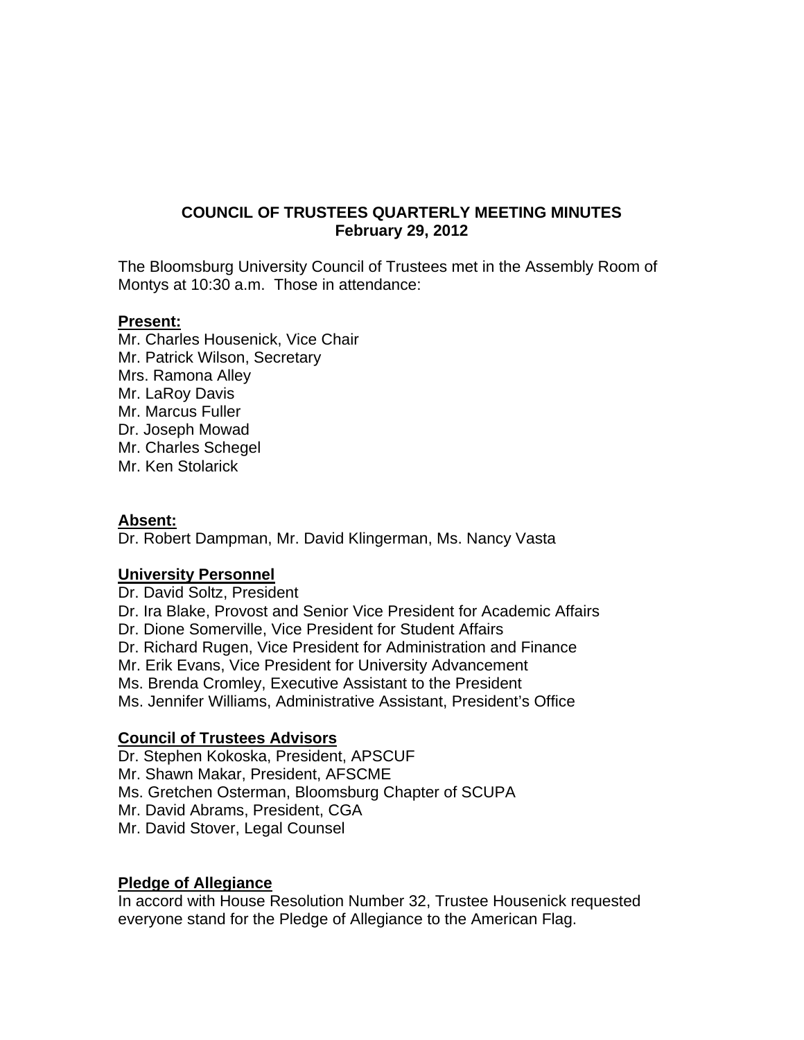# COUNCIL OF TRUSTEES QUARTERLY MEETING MINUTES
## February 29, 2012

The Bloomsburg University Council of Trustees met in the Assembly Room of Montys at 10:30 a.m. Those in attendance:

**Present:**

Mr. Charles Housenick, Vice Chair
Mr. Patrick Wilson, Secretary
Mrs. Ramona Alley
Mr. LaRoy Davis
Mr. Marcus Fuller
Dr. Joseph Mowad
Mr. Charles Schegel
Mr. Ken Stolarick

**Absent:**

Dr. Robert Dampman, Mr. David Klingerman, Ms. Nancy Vasta

**University Personnel**

Dr. David Soltz, President
Dr. Ira Blake, Provost and Senior Vice President for Academic Affairs
Dr. Dione Somerville, Vice President for Student Affairs
Dr. Richard Rugen, Vice President for Administration and Finance
Mr. Erik Evans, Vice President for University Advancement
Ms. Brenda Cromley, Executive Assistant to the President
Ms. Jennifer Williams, Administrative Assistant, President's Office

**Council of Trustees Advisors**

Dr. Stephen Kokoska, President, APSCUF
Mr. Shawn Makar, President, AFSCME
Ms. Gretchen Osterman, Bloomsburg Chapter of SCUPA
Mr. David Abrams, President, CGA
Mr. David Stover, Legal Counsel

**Pledge of Allegiance**

In accord with House Resolution Number 32, Trustee Housenick requested everyone stand for the Pledge of Allegiance to the American Flag.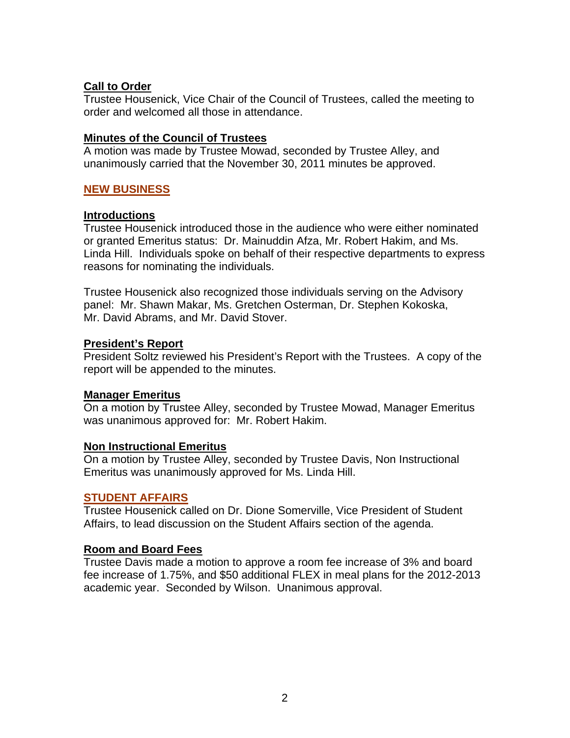**Call to Order**
Trustee Housenick, Vice Chair of the Council of Trustees, called the meeting to order and welcomed all those in attendance.

**Minutes of the Council of Trustees**
A motion was made by Trustee Mowad, seconded by Trustee Alley, and unanimously carried that the November 30, 2011 minutes be approved.

## NEW BUSINESS

**Introductions**
Trustee Housenick introduced those in the audience who were either nominated or granted Emeritus status: Dr. Mainuddin Afza, Mr. Robert Hakim, and Ms. Linda Hill. Individuals spoke on behalf of their respective departments to express reasons for nominating the individuals.

Trustee Housenick also recognized those individuals serving on the Advisory panel: Mr. Shawn Makar, Ms. Gretchen Osterman, Dr. Stephen Kokoska, Mr. David Abrams, and Mr. David Stover.

**President's Report**
President Soltz reviewed his President's Report with the Trustees. A copy of the report will be appended to the minutes.

**Manager Emeritus**
On a motion by Trustee Alley, seconded by Trustee Mowad, Manager Emeritus was unanimous approved for: Mr. Robert Hakim.

**Non Instructional Emeritus**
On a motion by Trustee Alley, seconded by Trustee Davis, Non Instructional Emeritus was unanimously approved for Ms. Linda Hill.

## STUDENT AFFAIRS

Trustee Housenick called on Dr. Dione Somerville, Vice President of Student Affairs, to lead discussion on the Student Affairs section of the agenda.

**Room and Board Fees**
Trustee Davis made a motion to approve a room fee increase of 3% and board fee increase of 1.75%, and $50 additional FLEX in meal plans for the 2012-2013 academic year. Seconded by Wilson. Unanimous approval.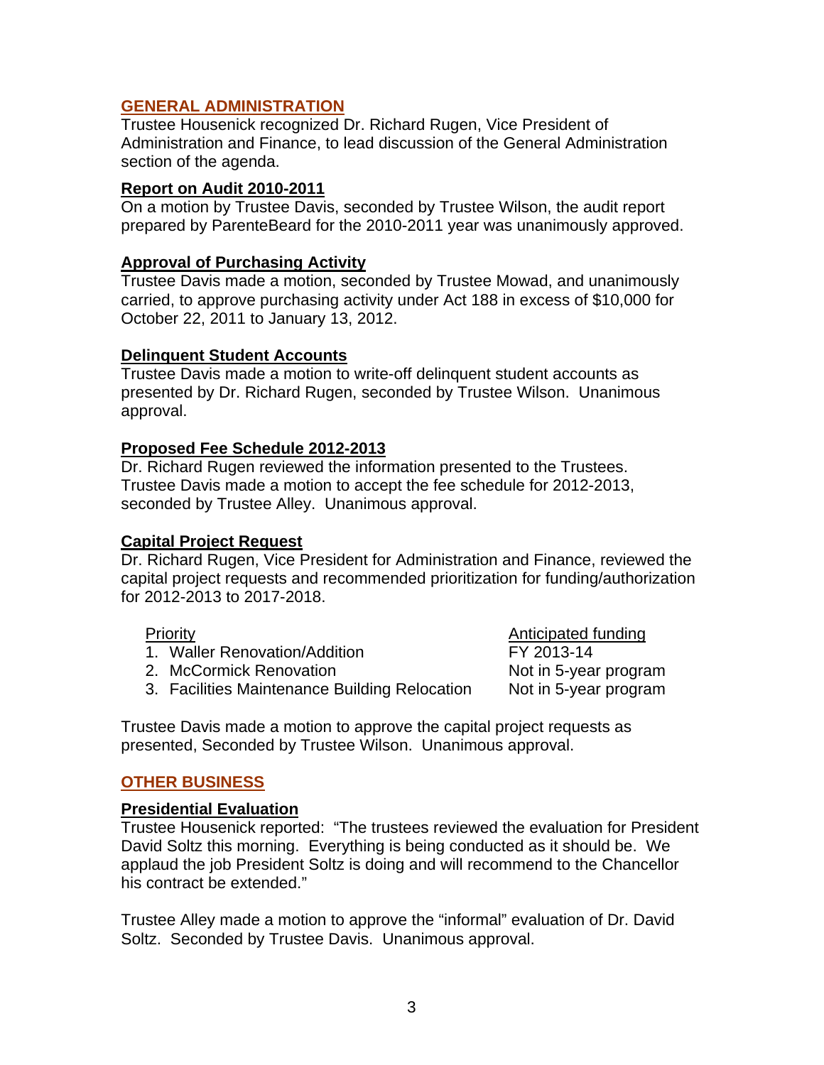## GENERAL ADMINISTRATION

Trustee Housenick recognized Dr. Richard Rugen, Vice President of Administration and Finance, to lead discussion of the General Administration section of the agenda.

### Report on Audit 2010-2011

On a motion by Trustee Davis, seconded by Trustee Wilson, the audit report prepared by ParenteBeard for the 2010-2011 year was unanimously approved.

### Approval of Purchasing Activity

Trustee Davis made a motion, seconded by Trustee Mowad, and unanimously carried, to approve purchasing activity under Act 188 in excess of $10,000 for October 22, 2011 to January 13, 2012.

### Delinquent Student Accounts

Trustee Davis made a motion to write-off delinquent student accounts as presented by Dr. Richard Rugen, seconded by Trustee Wilson. Unanimous approval.

### Proposed Fee Schedule 2012-2013

Dr. Richard Rugen reviewed the information presented to the Trustees. Trustee Davis made a motion to accept the fee schedule for 2012-2013, seconded by Trustee Alley. Unanimous approval.

### Capital Project Request

Dr. Richard Rugen, Vice President for Administration and Finance, reviewed the capital project requests and recommended prioritization for funding/authorization for 2012-2013 to 2017-2018.

| Priority | Anticipated funding |
|---|---|
| 1. Waller Renovation/Addition | FY 2013-14 |
| 2. McCormick Renovation | Not in 5-year program |
| 3. Facilities Maintenance Building Relocation | Not in 5-year program |

Trustee Davis made a motion to approve the capital project requests as presented, Seconded by Trustee Wilson. Unanimous approval.

## OTHER BUSINESS

### Presidential Evaluation

Trustee Housenick reported: "The trustees reviewed the evaluation for President David Soltz this morning. Everything is being conducted as it should be. We applaud the job President Soltz is doing and will recommend to the Chancellor his contract be extended."

Trustee Alley made a motion to approve the "informal" evaluation of Dr. David Soltz. Seconded by Trustee Davis. Unanimous approval.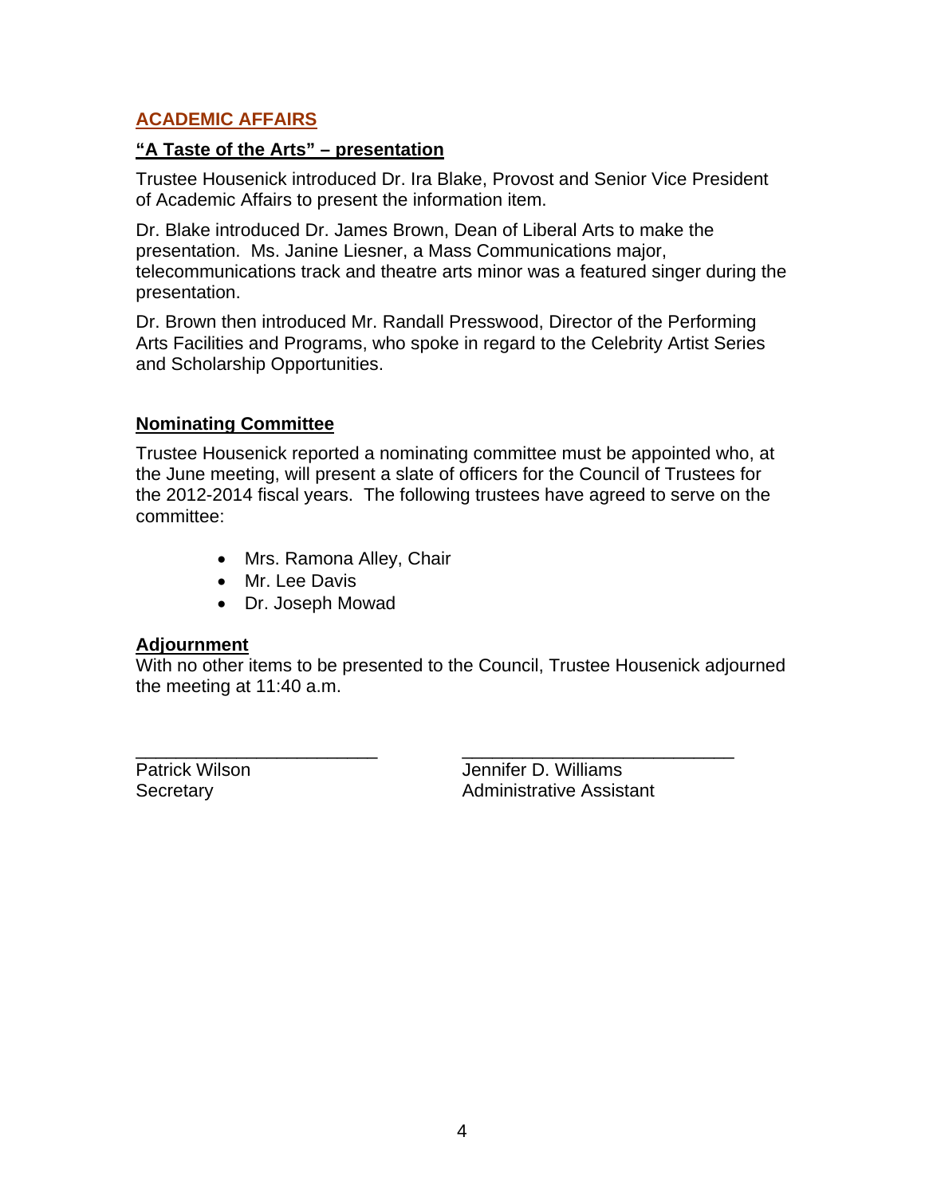## ACADEMIC AFFAIRS

### "A Taste of the Arts" – presentation

Trustee Housenick introduced Dr. Ira Blake, Provost and Senior Vice President of Academic Affairs to present the information item.

Dr. Blake introduced Dr. James Brown, Dean of Liberal Arts to make the presentation. Ms. Janine Liesner, a Mass Communications major, telecommunications track and theatre arts minor was a featured singer during the presentation.

Dr. Brown then introduced Mr. Randall Presswood, Director of the Performing Arts Facilities and Programs, who spoke in regard to the Celebrity Artist Series and Scholarship Opportunities.

### Nominating Committee

Trustee Housenick reported a nominating committee must be appointed who, at the June meeting, will present a slate of officers for the Council of Trustees for the 2012-2014 fiscal years. The following trustees have agreed to serve on the committee:

- Mrs. Ramona Alley, Chair
- Mr. Lee Davis
- Dr. Joseph Mowad

### Adjournment

With no other items to be presented to the Council, Trustee Housenick adjourned the meeting at 11:40 a.m.

| ________________________ | ___________________________ |
| --- | --- |
| Patrick Wilson | Jennifer D. Williams |
| Secretary | Administrative Assistant |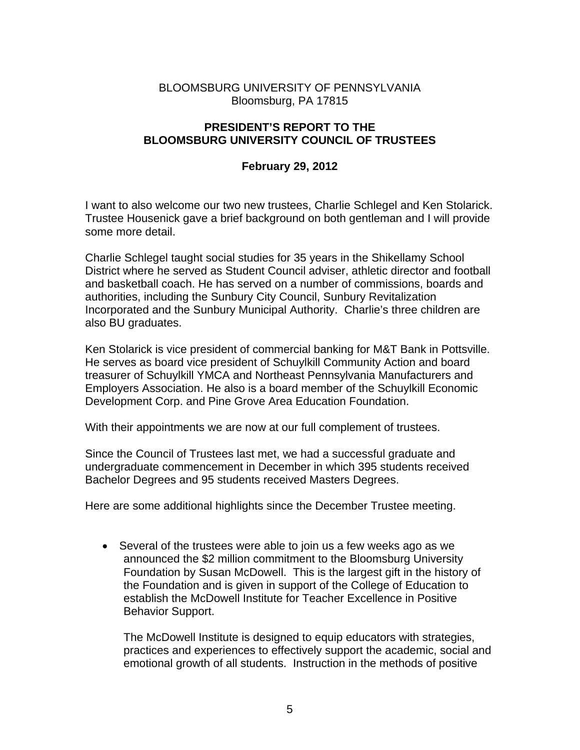BLOOMSBURG UNIVERSITY OF PENNSYLVANIA
Bloomsburg, PA 17815

**PRESIDENT'S REPORT TO THE BLOOMSBURG UNIVERSITY COUNCIL OF TRUSTEES**

**February 29, 2012**

I want to also welcome our two new trustees, Charlie Schlegel and Ken Stolarick. Trustee Housenick gave a brief background on both gentleman and I will provide some more detail.

Charlie Schlegel taught social studies for 35 years in the Shikellamy School District where he served as Student Council adviser, athletic director and football and basketball coach. He has served on a number of commissions, boards and authorities, including the Sunbury City Council, Sunbury Revitalization Incorporated and the Sunbury Municipal Authority. Charlie's three children are also BU graduates.

Ken Stolarick is vice president of commercial banking for M&T Bank in Pottsville. He serves as board vice president of Schuylkill Community Action and board treasurer of Schuylkill YMCA and Northeast Pennsylvania Manufacturers and Employers Association. He also is a board member of the Schuylkill Economic Development Corp. and Pine Grove Area Education Foundation.

With their appointments we are now at our full complement of trustees.

Since the Council of Trustees last met, we had a successful graduate and undergraduate commencement in December in which 395 students received Bachelor Degrees and 95 students received Masters Degrees.

Here are some additional highlights since the December Trustee meeting.

- Several of the trustees were able to join us a few weeks ago as we announced the $2 million commitment to the Bloomsburg University Foundation by Susan McDowell. This is the largest gift in the history of the Foundation and is given in support of the College of Education to establish the McDowell Institute for Teacher Excellence in Positive Behavior Support.

  The McDowell Institute is designed to equip educators with strategies, practices and experiences to effectively support the academic, social and emotional growth of all students. Instruction in the methods of positive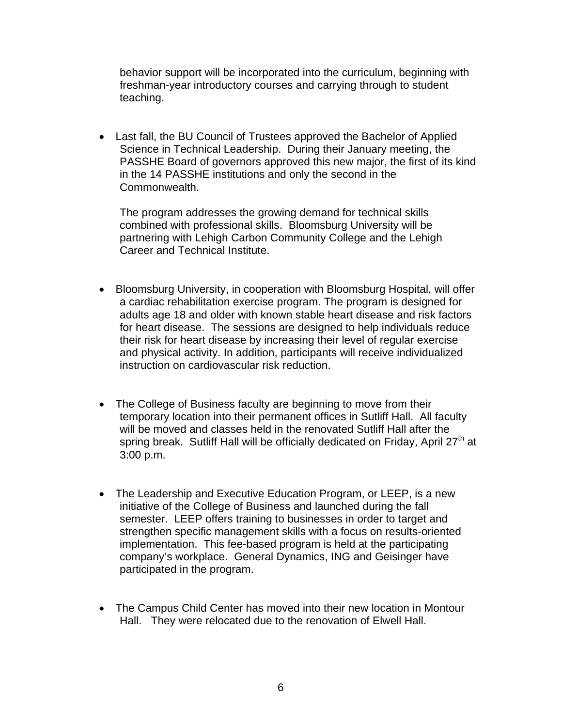behavior support will be incorporated into the curriculum, beginning with freshman-year introductory courses and carrying through to student teaching.

- Last fall, the BU Council of Trustees approved the Bachelor of Applied Science in Technical Leadership. During their January meeting, the PASSHE Board of governors approved this new major, the first of its kind in the 14 PASSHE institutions and only the second in the Commonwealth.

  The program addresses the growing demand for technical skills combined with professional skills. Bloomsburg University will be partnering with Lehigh Carbon Community College and the Lehigh Career and Technical Institute.

- Bloomsburg University, in cooperation with Bloomsburg Hospital, will offer a cardiac rehabilitation exercise program. The program is designed for adults age 18 and older with known stable heart disease and risk factors for heart disease. The sessions are designed to help individuals reduce their risk for heart disease by increasing their level of regular exercise and physical activity. In addition, participants will receive individualized instruction on cardiovascular risk reduction.

- The College of Business faculty are beginning to move from their temporary location into their permanent offices in Sutliff Hall. All faculty will be moved and classes held in the renovated Sutliff Hall after the spring break. Sutliff Hall will be officially dedicated on Friday, April 27th at 3:00 p.m.

- The Leadership and Executive Education Program, or LEEP, is a new initiative of the College of Business and launched during the fall semester. LEEP offers training to businesses in order to target and strengthen specific management skills with a focus on results-oriented implementation. This fee-based program is held at the participating company's workplace. General Dynamics, ING and Geisinger have participated in the program.

- The Campus Child Center has moved into their new location in Montour Hall. They were relocated due to the renovation of Elwell Hall.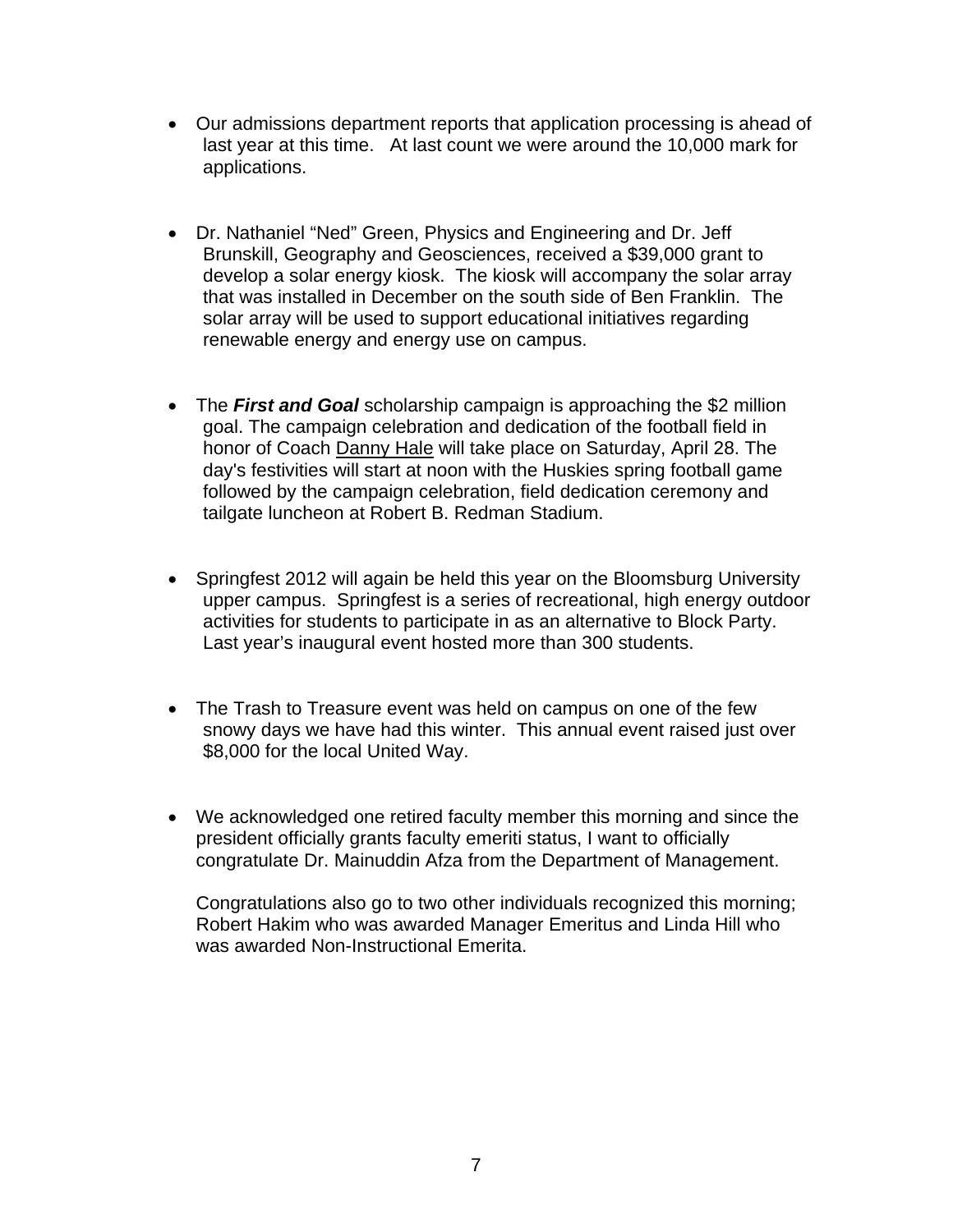- Our admissions department reports that application processing is ahead of last year at this time. At last count we were around the 10,000 mark for applications.

- Dr. Nathaniel "Ned" Green, Physics and Engineering and Dr. Jeff Brunskill, Geography and Geosciences, received a $39,000 grant to develop a solar energy kiosk. The kiosk will accompany the solar array that was installed in December on the south side of Ben Franklin. The solar array will be used to support educational initiatives regarding renewable energy and energy use on campus.

- The ***First and Goal*** scholarship campaign is approaching the $2 million goal. The campaign celebration and dedication of the football field in honor of Coach Danny Hale will take place on Saturday, April 28. The day's festivities will start at noon with the Huskies spring football game followed by the campaign celebration, field dedication ceremony and tailgate luncheon at Robert B. Redman Stadium.

- Springfest 2012 will again be held this year on the Bloomsburg University upper campus. Springfest is a series of recreational, high energy outdoor activities for students to participate in as an alternative to Block Party. Last year's inaugural event hosted more than 300 students.

- The Trash to Treasure event was held on campus on one of the few snowy days we have had this winter. This annual event raised just over $8,000 for the local United Way.

- We acknowledged one retired faculty member this morning and since the president officially grants faculty emeriti status, I want to officially congratulate Dr. Mainuddin Afza from the Department of Management.

  Congratulations also go to two other individuals recognized this morning; Robert Hakim who was awarded Manager Emeritus and Linda Hill who was awarded Non-Instructional Emerita.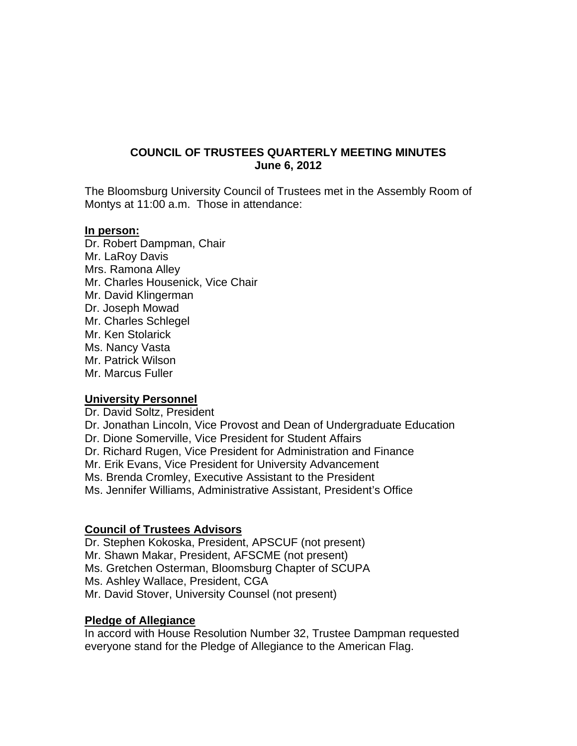# COUNCIL OF TRUSTEES QUARTERLY MEETING MINUTES
## June 6, 2012

The Bloomsburg University Council of Trustees met in the Assembly Room of Montys at 11:00 a.m. Those in attendance:

**In person:**

Dr. Robert Dampman, Chair
Mr. LaRoy Davis
Mrs. Ramona Alley
Mr. Charles Housenick, Vice Chair
Mr. David Klingerman
Dr. Joseph Mowad
Mr. Charles Schlegel
Mr. Ken Stolarick
Ms. Nancy Vasta
Mr. Patrick Wilson
Mr. Marcus Fuller

**University Personnel**

Dr. David Soltz, President
Dr. Jonathan Lincoln, Vice Provost and Dean of Undergraduate Education
Dr. Dione Somerville, Vice President for Student Affairs
Dr. Richard Rugen, Vice President for Administration and Finance
Mr. Erik Evans, Vice President for University Advancement
Ms. Brenda Cromley, Executive Assistant to the President
Ms. Jennifer Williams, Administrative Assistant, President's Office

**Council of Trustees Advisors**

Dr. Stephen Kokoska, President, APSCUF (not present)
Mr. Shawn Makar, President, AFSCME (not present)
Ms. Gretchen Osterman, Bloomsburg Chapter of SCUPA
Ms. Ashley Wallace, President, CGA
Mr. David Stover, University Counsel (not present)

**Pledge of Allegiance**

In accord with House Resolution Number 32, Trustee Dampman requested everyone stand for the Pledge of Allegiance to the American Flag.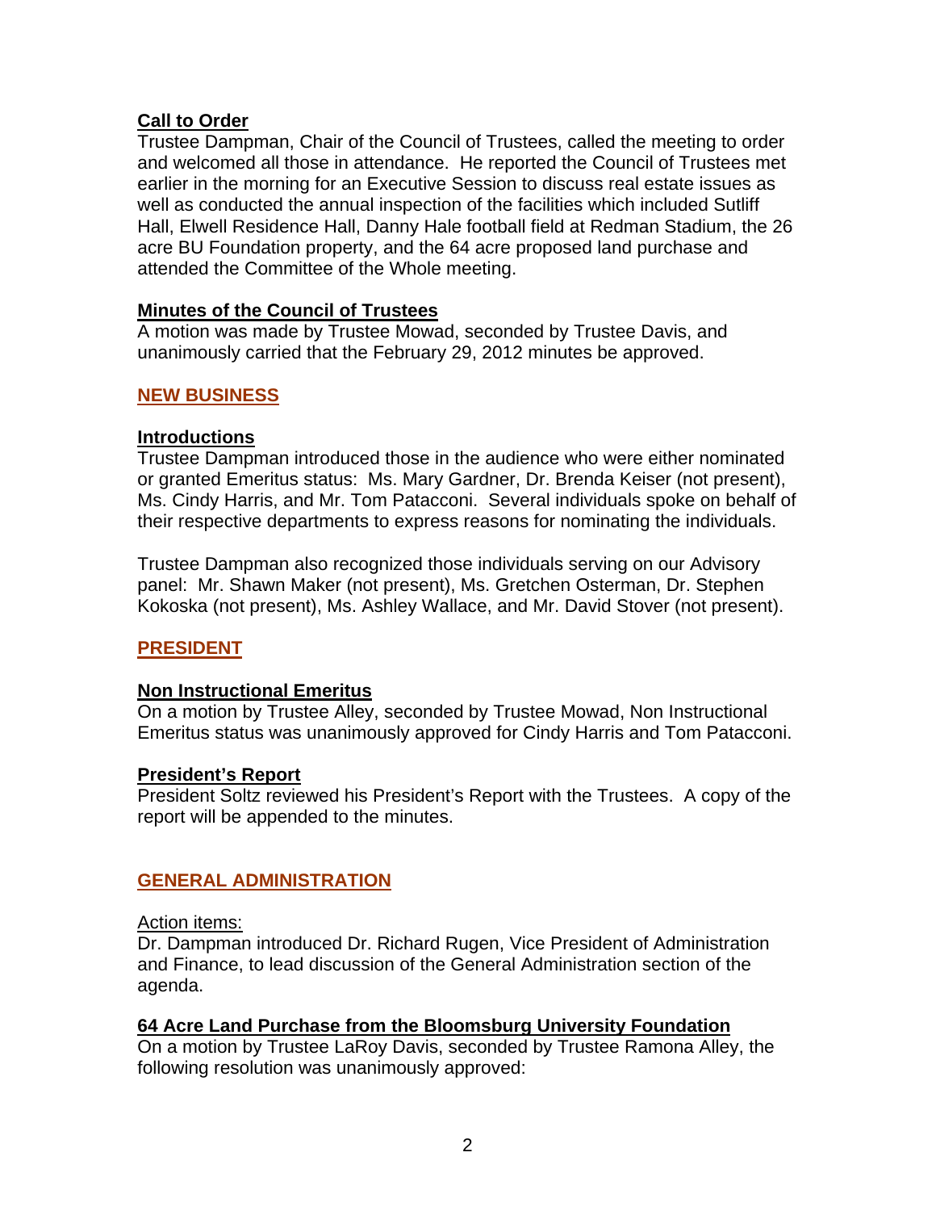**Call to Order**

Trustee Dampman, Chair of the Council of Trustees, called the meeting to order and welcomed all those in attendance. He reported the Council of Trustees met earlier in the morning for an Executive Session to discuss real estate issues as well as conducted the annual inspection of the facilities which included Sutliff Hall, Elwell Residence Hall, Danny Hale football field at Redman Stadium, the 26 acre BU Foundation property, and the 64 acre proposed land purchase and attended the Committee of the Whole meeting.

**Minutes of the Council of Trustees**

A motion was made by Trustee Mowad, seconded by Trustee Davis, and unanimously carried that the February 29, 2012 minutes be approved.

## NEW BUSINESS

**Introductions**

Trustee Dampman introduced those in the audience who were either nominated or granted Emeritus status: Ms. Mary Gardner, Dr. Brenda Keiser (not present), Ms. Cindy Harris, and Mr. Tom Patacconi. Several individuals spoke on behalf of their respective departments to express reasons for nominating the individuals.

Trustee Dampman also recognized those individuals serving on our Advisory panel: Mr. Shawn Maker (not present), Ms. Gretchen Osterman, Dr. Stephen Kokoska (not present), Ms. Ashley Wallace, and Mr. David Stover (not present).

## PRESIDENT

**Non Instructional Emeritus**

On a motion by Trustee Alley, seconded by Trustee Mowad, Non Instructional Emeritus status was unanimously approved for Cindy Harris and Tom Patacconi.

**President's Report**

President Soltz reviewed his President's Report with the Trustees. A copy of the report will be appended to the minutes.

## GENERAL ADMINISTRATION

Action items:

Dr. Dampman introduced Dr. Richard Rugen, Vice President of Administration and Finance, to lead discussion of the General Administration section of the agenda.

**64 Acre Land Purchase from the Bloomsburg University Foundation**

On a motion by Trustee LaRoy Davis, seconded by Trustee Ramona Alley, the following resolution was unanimously approved: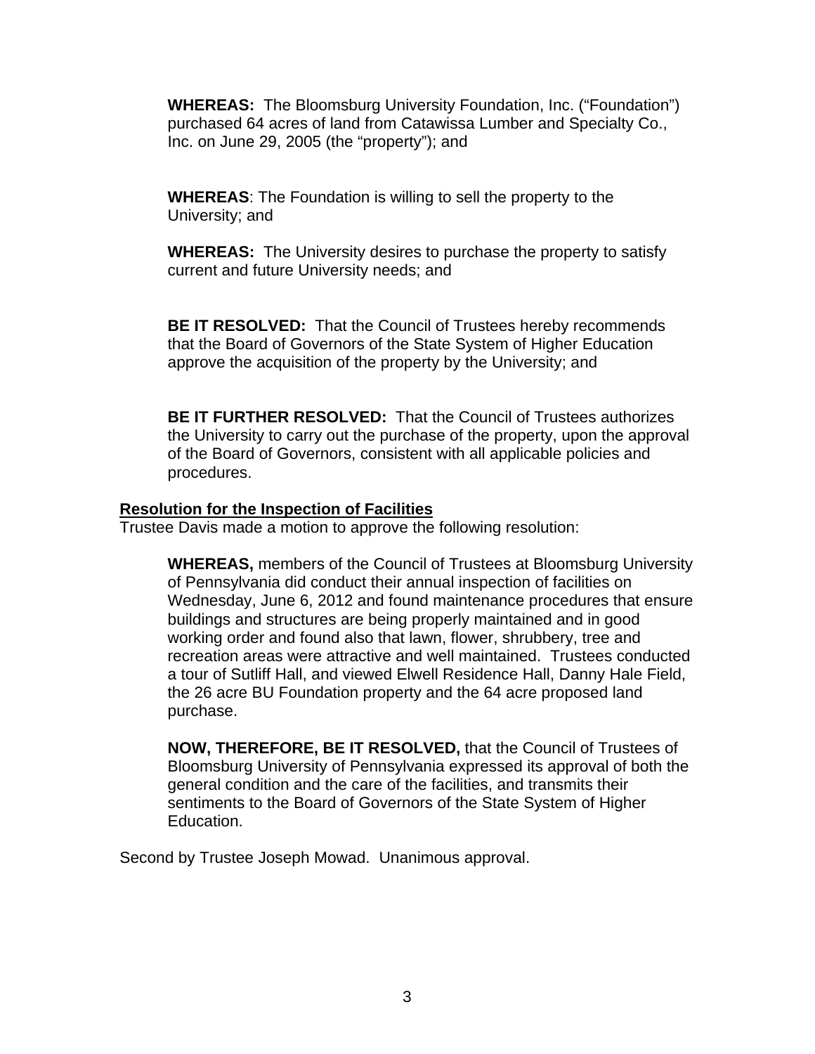**WHEREAS:** The Bloomsburg University Foundation, Inc. ("Foundation") purchased 64 acres of land from Catawissa Lumber and Specialty Co., Inc. on June 29, 2005 (the "property"); and

**WHEREAS**: The Foundation is willing to sell the property to the University; and

**WHEREAS:** The University desires to purchase the property to satisfy current and future University needs; and

**BE IT RESOLVED:** That the Council of Trustees hereby recommends that the Board of Governors of the State System of Higher Education approve the acquisition of the property by the University; and

**BE IT FURTHER RESOLVED:** That the Council of Trustees authorizes the University to carry out the purchase of the property, upon the approval of the Board of Governors, consistent with all applicable policies and procedures.

**Resolution for the Inspection of Facilities**

Trustee Davis made a motion to approve the following resolution:

**WHEREAS,** members of the Council of Trustees at Bloomsburg University of Pennsylvania did conduct their annual inspection of facilities on Wednesday, June 6, 2012 and found maintenance procedures that ensure buildings and structures are being properly maintained and in good working order and found also that lawn, flower, shrubbery, tree and recreation areas were attractive and well maintained. Trustees conducted a tour of Sutliff Hall, and viewed Elwell Residence Hall, Danny Hale Field, the 26 acre BU Foundation property and the 64 acre proposed land purchase.

**NOW, THEREFORE, BE IT RESOLVED,** that the Council of Trustees of Bloomsburg University of Pennsylvania expressed its approval of both the general condition and the care of the facilities, and transmits their sentiments to the Board of Governors of the State System of Higher Education.

Second by Trustee Joseph Mowad. Unanimous approval.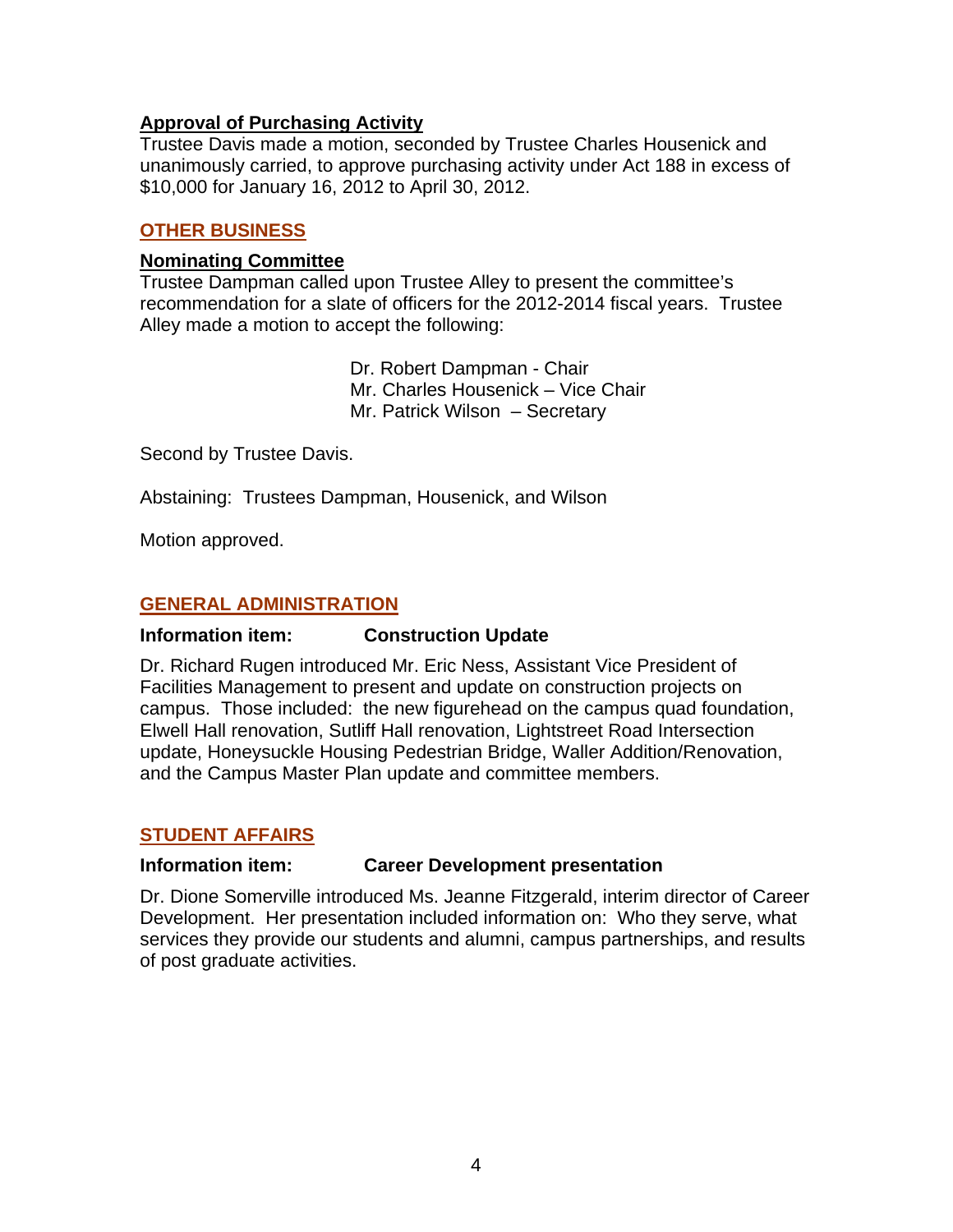**Approval of Purchasing Activity**

Trustee Davis made a motion, seconded by Trustee Charles Housenick and unanimously carried, to approve purchasing activity under Act 188 in excess of $10,000 for January 16, 2012 to April 30, 2012.

## OTHER BUSINESS

**Nominating Committee**

Trustee Dampman called upon Trustee Alley to present the committee's recommendation for a slate of officers for the 2012-2014 fiscal years. Trustee Alley made a motion to accept the following:

Dr. Robert Dampman - Chair
Mr. Charles Housenick – Vice Chair
Mr. Patrick Wilson – Secretary

Second by Trustee Davis.

Abstaining: Trustees Dampman, Housenick, and Wilson

Motion approved.

## GENERAL ADMINISTRATION

**Information item: Construction Update**

Dr. Richard Rugen introduced Mr. Eric Ness, Assistant Vice President of Facilities Management to present and update on construction projects on campus. Those included: the new figurehead on the campus quad foundation, Elwell Hall renovation, Sutliff Hall renovation, Lightstreet Road Intersection update, Honeysuckle Housing Pedestrian Bridge, Waller Addition/Renovation, and the Campus Master Plan update and committee members.

## STUDENT AFFAIRS

**Information item: Career Development presentation**

Dr. Dione Somerville introduced Ms. Jeanne Fitzgerald, interim director of Career Development. Her presentation included information on: Who they serve, what services they provide our students and alumni, campus partnerships, and results of post graduate activities.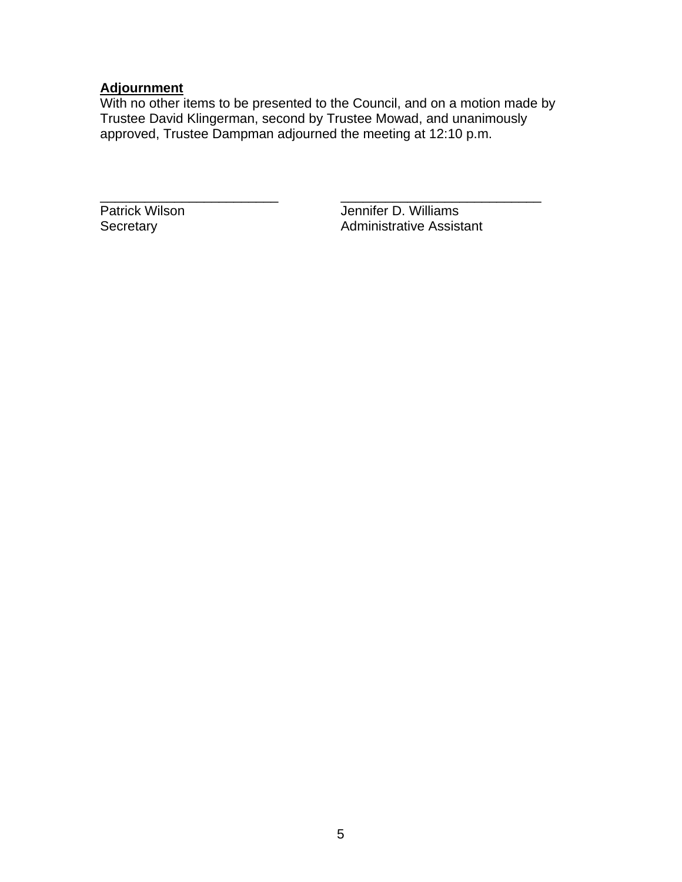**Adjournment**

With no other items to be presented to the Council, and on a motion made by Trustee David Klingerman, second by Trustee Mowad, and unanimously approved, Trustee Dampman adjourned the meeting at 12:10 p.m.

| _________________________ | ____________________________ |
|---|---|
| Patrick Wilson | Jennifer D. Williams |
| Secretary | Administrative Assistant |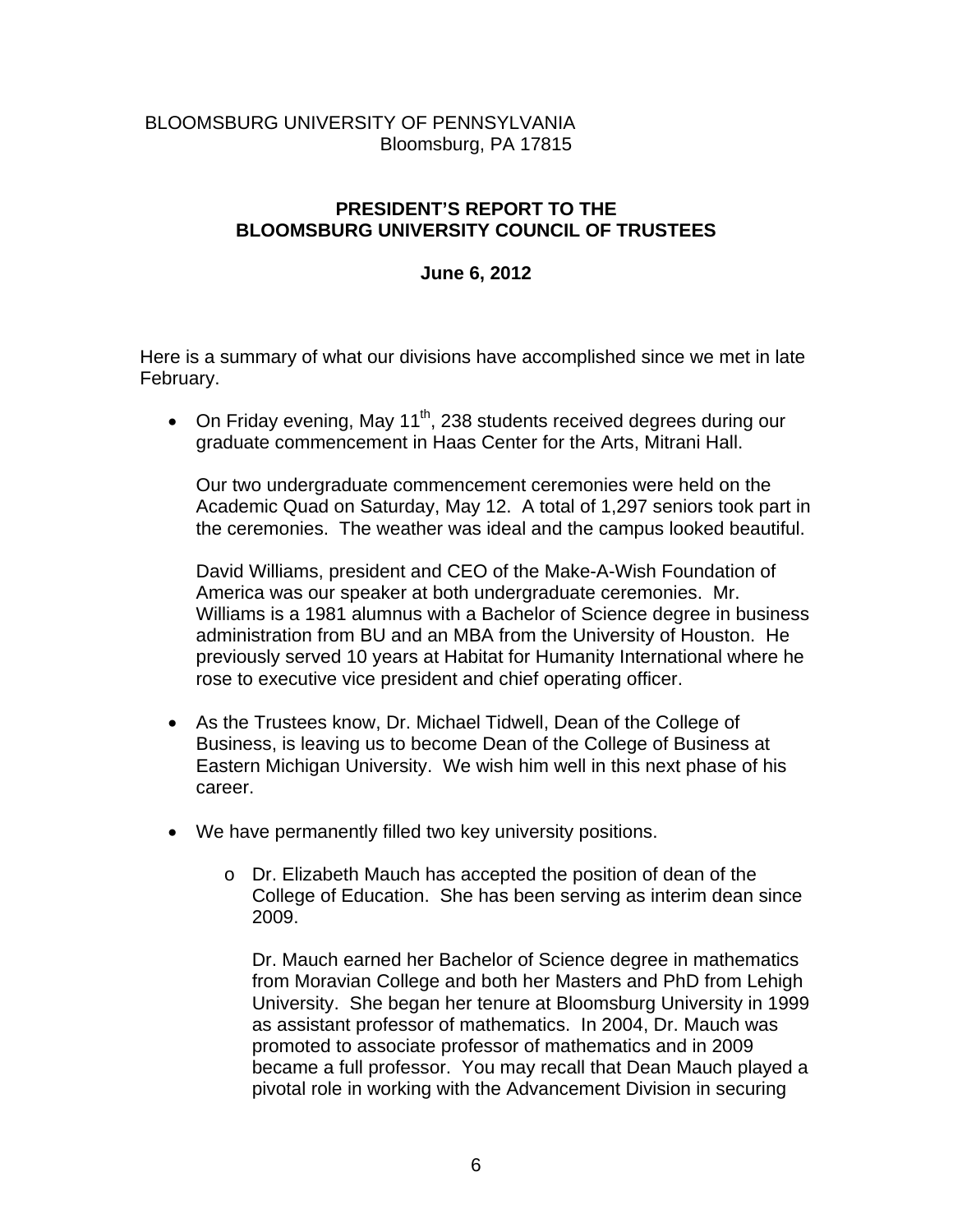BLOOMSBURG UNIVERSITY OF PENNSYLVANIA
Bloomsburg, PA 17815

**PRESIDENT'S REPORT TO THE BLOOMSBURG UNIVERSITY COUNCIL OF TRUSTEES**

**June 6, 2012**

Here is a summary of what our divisions have accomplished since we met in late February.

- On Friday evening, May 11th, 238 students received degrees during our graduate commencement in Haas Center for the Arts, Mitrani Hall.

  Our two undergraduate commencement ceremonies were held on the Academic Quad on Saturday, May 12. A total of 1,297 seniors took part in the ceremonies. The weather was ideal and the campus looked beautiful.

  David Williams, president and CEO of the Make-A-Wish Foundation of America was our speaker at both undergraduate ceremonies. Mr. Williams is a 1981 alumnus with a Bachelor of Science degree in business administration from BU and an MBA from the University of Houston. He previously served 10 years at Habitat for Humanity International where he rose to executive vice president and chief operating officer.

- As the Trustees know, Dr. Michael Tidwell, Dean of the College of Business, is leaving us to become Dean of the College of Business at Eastern Michigan University. We wish him well in this next phase of his career.

- We have permanently filled two key university positions.

  - Dr. Elizabeth Mauch has accepted the position of dean of the College of Education. She has been serving as interim dean since 2009.

    Dr. Mauch earned her Bachelor of Science degree in mathematics from Moravian College and both her Masters and PhD from Lehigh University. She began her tenure at Bloomsburg University in 1999 as assistant professor of mathematics. In 2004, Dr. Mauch was promoted to associate professor of mathematics and in 2009 became a full professor. You may recall that Dean Mauch played a pivotal role in working with the Advancement Division in securing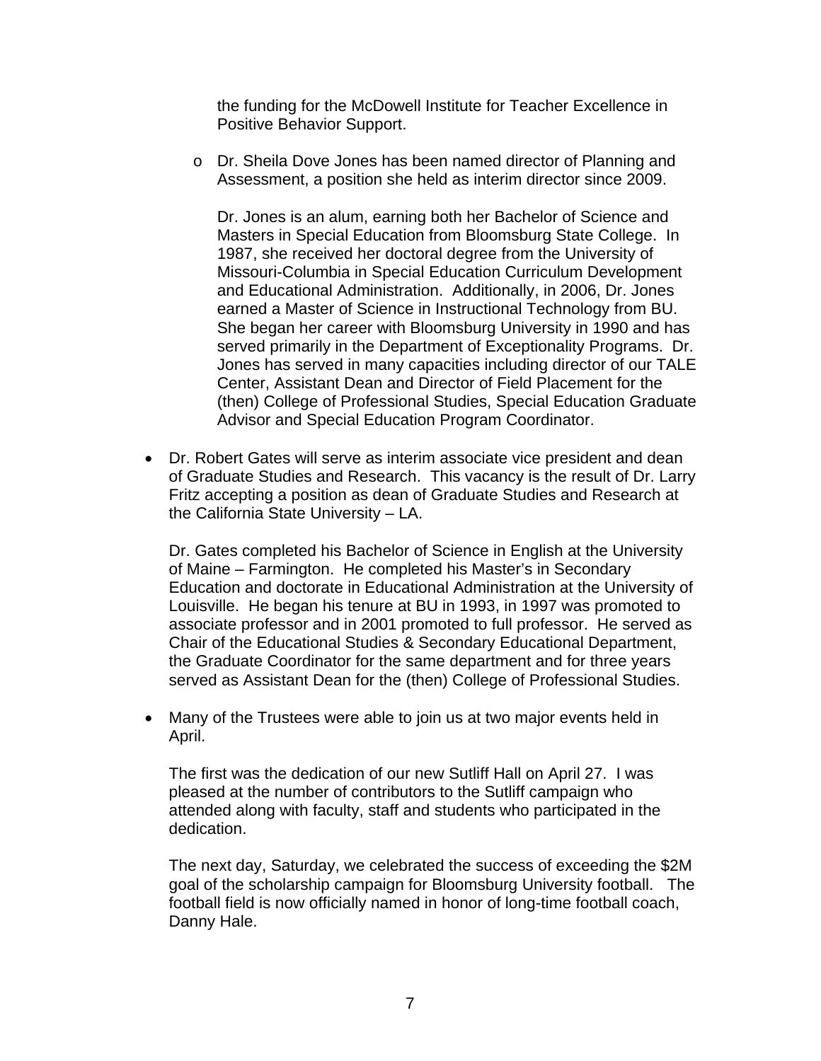the funding for the McDowell Institute for Teacher Excellence in Positive Behavior Support.

  - Dr. Sheila Dove Jones has been named director of Planning and Assessment, a position she held as interim director since 2009.

    Dr. Jones is an alum, earning both her Bachelor of Science and Masters in Special Education from Bloomsburg State College. In 1987, she received her doctoral degree from the University of Missouri-Columbia in Special Education Curriculum Development and Educational Administration. Additionally, in 2006, Dr. Jones earned a Master of Science in Instructional Technology from BU. She began her career with Bloomsburg University in 1990 and has served primarily in the Department of Exceptionality Programs. Dr. Jones has served in many capacities including director of our TALE Center, Assistant Dean and Director of Field Placement for the (then) College of Professional Studies, Special Education Graduate Advisor and Special Education Program Coordinator.

- Dr. Robert Gates will serve as interim associate vice president and dean of Graduate Studies and Research. This vacancy is the result of Dr. Larry Fritz accepting a position as dean of Graduate Studies and Research at the California State University – LA.

  Dr. Gates completed his Bachelor of Science in English at the University of Maine – Farmington. He completed his Master's in Secondary Education and doctorate in Educational Administration at the University of Louisville. He began his tenure at BU in 1993, in 1997 was promoted to associate professor and in 2001 promoted to full professor. He served as Chair of the Educational Studies & Secondary Educational Department, the Graduate Coordinator for the same department and for three years served as Assistant Dean for the (then) College of Professional Studies.

- Many of the Trustees were able to join us at two major events held in April.

  The first was the dedication of our new Sutliff Hall on April 27. I was pleased at the number of contributors to the Sutliff campaign who attended along with faculty, staff and students who participated in the dedication.

  The next day, Saturday, we celebrated the success of exceeding the $2M goal of the scholarship campaign for Bloomsburg University football. The football field is now officially named in honor of long-time football coach, Danny Hale.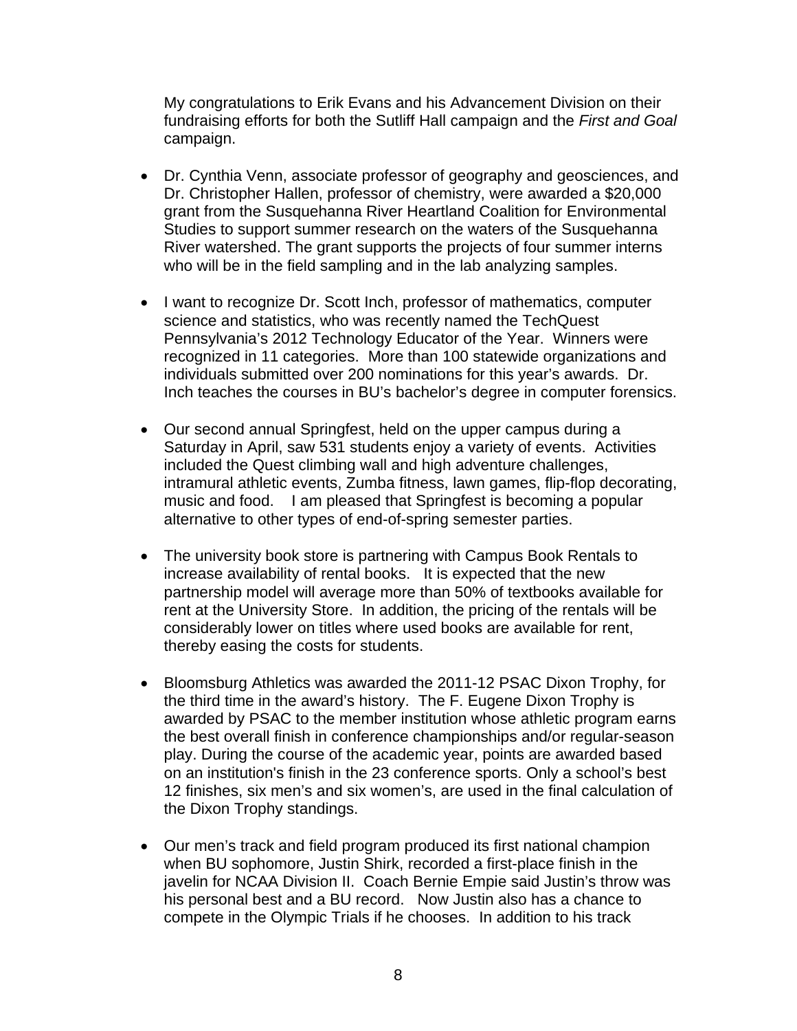My congratulations to Erik Evans and his Advancement Division on their fundraising efforts for both the Sutliff Hall campaign and the *First and Goal* campaign.

- Dr. Cynthia Venn, associate professor of geography and geosciences, and Dr. Christopher Hallen, professor of chemistry, were awarded a $20,000 grant from the Susquehanna River Heartland Coalition for Environmental Studies to support summer research on the waters of the Susquehanna River watershed. The grant supports the projects of four summer interns who will be in the field sampling and in the lab analyzing samples.

- I want to recognize Dr. Scott Inch, professor of mathematics, computer science and statistics, who was recently named the TechQuest Pennsylvania's 2012 Technology Educator of the Year. Winners were recognized in 11 categories. More than 100 statewide organizations and individuals submitted over 200 nominations for this year's awards. Dr. Inch teaches the courses in BU's bachelor's degree in computer forensics.

- Our second annual Springfest, held on the upper campus during a Saturday in April, saw 531 students enjoy a variety of events. Activities included the Quest climbing wall and high adventure challenges, intramural athletic events, Zumba fitness, lawn games, flip-flop decorating, music and food. I am pleased that Springfest is becoming a popular alternative to other types of end-of-spring semester parties.

- The university book store is partnering with Campus Book Rentals to increase availability of rental books. It is expected that the new partnership model will average more than 50% of textbooks available for rent at the University Store. In addition, the pricing of the rentals will be considerably lower on titles where used books are available for rent, thereby easing the costs for students.

- Bloomsburg Athletics was awarded the 2011-12 PSAC Dixon Trophy, for the third time in the award's history. The F. Eugene Dixon Trophy is awarded by PSAC to the member institution whose athletic program earns the best overall finish in conference championships and/or regular-season play. During the course of the academic year, points are awarded based on an institution's finish in the 23 conference sports. Only a school's best 12 finishes, six men's and six women's, are used in the final calculation of the Dixon Trophy standings.

- Our men's track and field program produced its first national champion when BU sophomore, Justin Shirk, recorded a first-place finish in the javelin for NCAA Division II. Coach Bernie Empie said Justin's throw was his personal best and a BU record. Now Justin also has a chance to compete in the Olympic Trials if he chooses. In addition to his track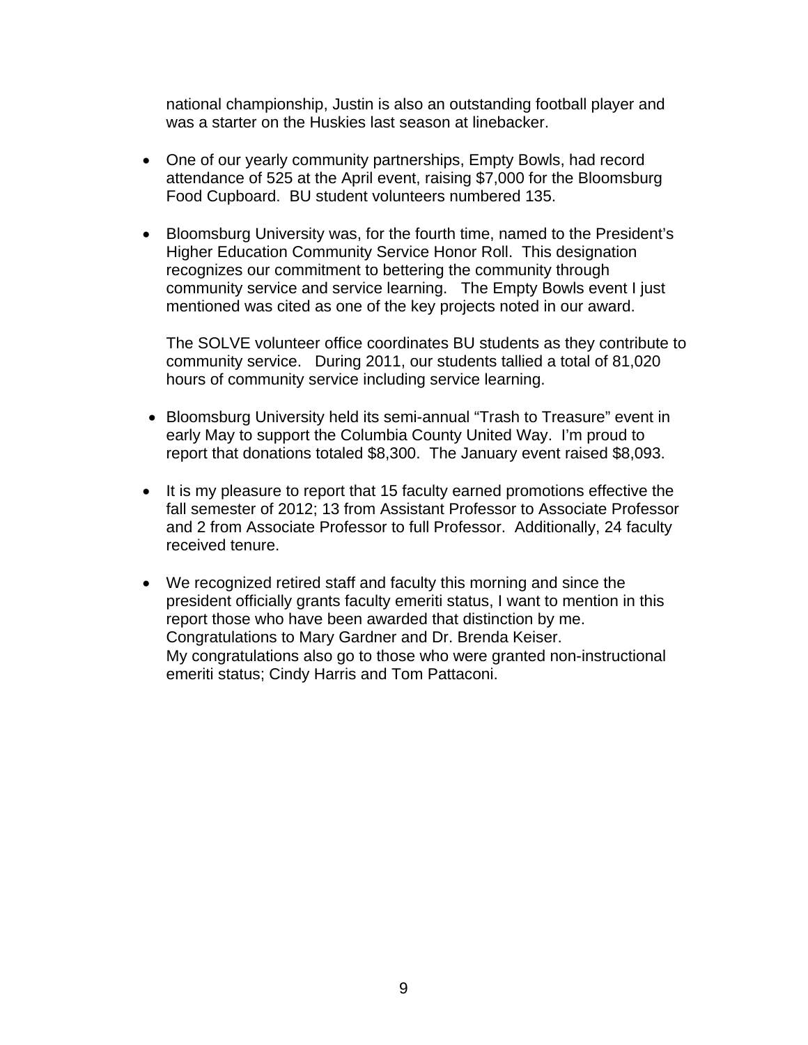national championship, Justin is also an outstanding football player and was a starter on the Huskies last season at linebacker.

- One of our yearly community partnerships, Empty Bowls, had record attendance of 525 at the April event, raising $7,000 for the Bloomsburg Food Cupboard. BU student volunteers numbered 135.

- Bloomsburg University was, for the fourth time, named to the President's Higher Education Community Service Honor Roll. This designation recognizes our commitment to bettering the community through community service and service learning. The Empty Bowls event I just mentioned was cited as one of the key projects noted in our award.

  The SOLVE volunteer office coordinates BU students as they contribute to community service. During 2011, our students tallied a total of 81,020 hours of community service including service learning.

- Bloomsburg University held its semi-annual "Trash to Treasure" event in early May to support the Columbia County United Way. I'm proud to report that donations totaled $8,300. The January event raised $8,093.

- It is my pleasure to report that 15 faculty earned promotions effective the fall semester of 2012; 13 from Assistant Professor to Associate Professor and 2 from Associate Professor to full Professor. Additionally, 24 faculty received tenure.

- We recognized retired staff and faculty this morning and since the president officially grants faculty emeriti status, I want to mention in this report those who have been awarded that distinction by me. Congratulations to Mary Gardner and Dr. Brenda Keiser. My congratulations also go to those who were granted non-instructional emeriti status; Cindy Harris and Tom Pattaconi.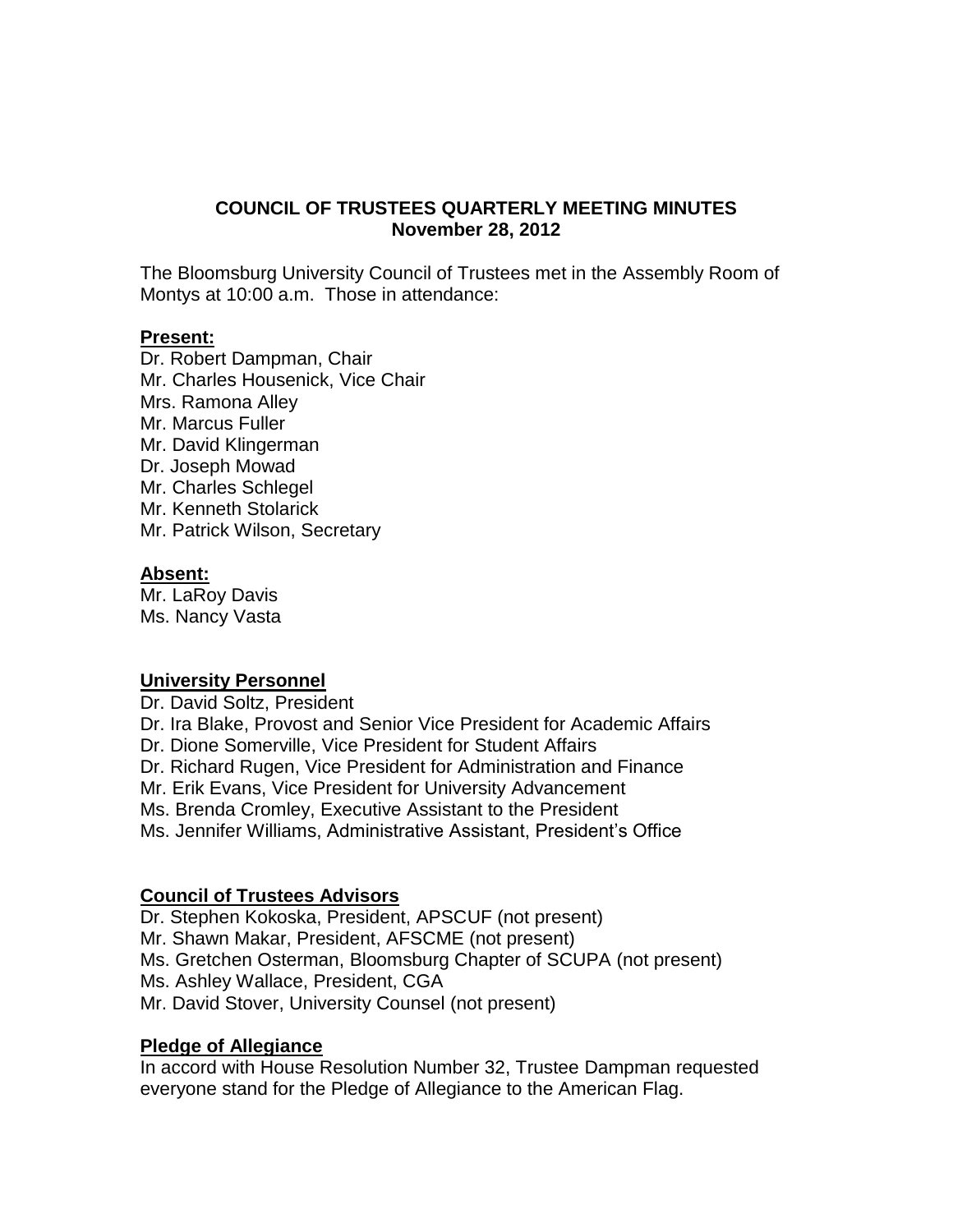# COUNCIL OF TRUSTEES QUARTERLY MEETING MINUTES
**November 28, 2012**

The Bloomsburg University Council of Trustees met in the Assembly Room of Montys at 10:00 a.m. Those in attendance:

### Present:

Dr. Robert Dampman, Chair
Mr. Charles Housenick, Vice Chair
Mrs. Ramona Alley
Mr. Marcus Fuller
Mr. David Klingerman
Dr. Joseph Mowad
Mr. Charles Schlegel
Mr. Kenneth Stolarick
Mr. Patrick Wilson, Secretary

### Absent:

Mr. LaRoy Davis
Ms. Nancy Vasta

### University Personnel

Dr. David Soltz, President
Dr. Ira Blake, Provost and Senior Vice President for Academic Affairs
Dr. Dione Somerville, Vice President for Student Affairs
Dr. Richard Rugen, Vice President for Administration and Finance
Mr. Erik Evans, Vice President for University Advancement
Ms. Brenda Cromley, Executive Assistant to the President
Ms. Jennifer Williams, Administrative Assistant, President's Office

### Council of Trustees Advisors

Dr. Stephen Kokoska, President, APSCUF (not present)
Mr. Shawn Makar, President, AFSCME (not present)
Ms. Gretchen Osterman, Bloomsburg Chapter of SCUPA (not present)
Ms. Ashley Wallace, President, CGA
Mr. David Stover, University Counsel (not present)

### Pledge of Allegiance

In accord with House Resolution Number 32, Trustee Dampman requested everyone stand for the Pledge of Allegiance to the American Flag.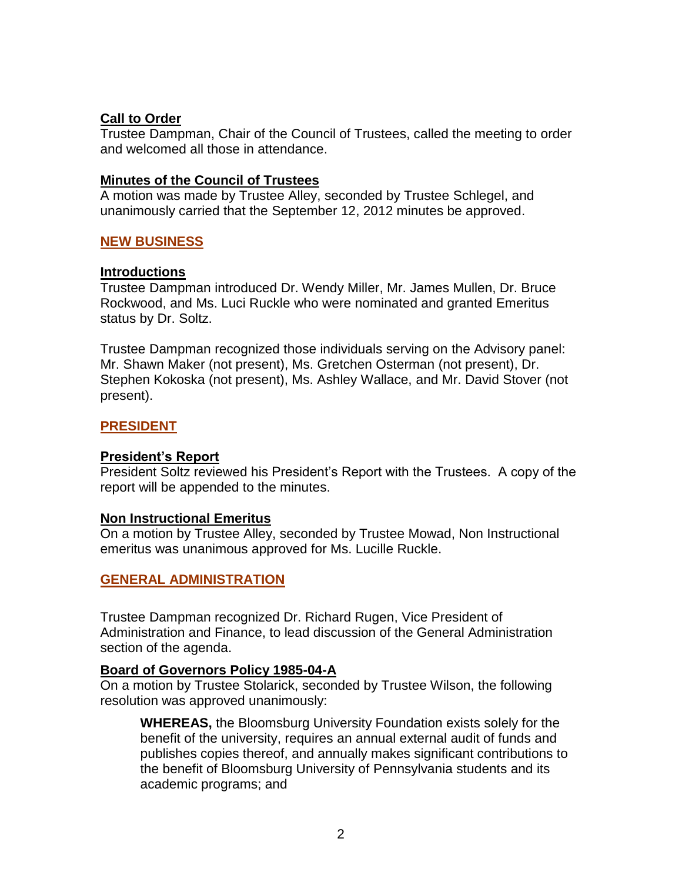**Call to Order**
Trustee Dampman, Chair of the Council of Trustees, called the meeting to order and welcomed all those in attendance.

**Minutes of the Council of Trustees**
A motion was made by Trustee Alley, seconded by Trustee Schlegel, and unanimously carried that the September 12, 2012 minutes be approved.

## NEW BUSINESS

**Introductions**
Trustee Dampman introduced Dr. Wendy Miller, Mr. James Mullen, Dr. Bruce Rockwood, and Ms. Luci Ruckle who were nominated and granted Emeritus status by Dr. Soltz.

Trustee Dampman recognized those individuals serving on the Advisory panel: Mr. Shawn Maker (not present), Ms. Gretchen Osterman (not present), Dr. Stephen Kokoska (not present), Ms. Ashley Wallace, and Mr. David Stover (not present).

## PRESIDENT

**President's Report**
President Soltz reviewed his President's Report with the Trustees. A copy of the report will be appended to the minutes.

**Non Instructional Emeritus**
On a motion by Trustee Alley, seconded by Trustee Mowad, Non Instructional emeritus was unanimous approved for Ms. Lucille Ruckle.

## GENERAL ADMINISTRATION

Trustee Dampman recognized Dr. Richard Rugen, Vice President of Administration and Finance, to lead discussion of the General Administration section of the agenda.

**Board of Governors Policy 1985-04-A**
On a motion by Trustee Stolarick, seconded by Trustee Wilson, the following resolution was approved unanimously:

> **WHEREAS,** the Bloomsburg University Foundation exists solely for the benefit of the university, requires an annual external audit of funds and publishes copies thereof, and annually makes significant contributions to the benefit of Bloomsburg University of Pennsylvania students and its academic programs; and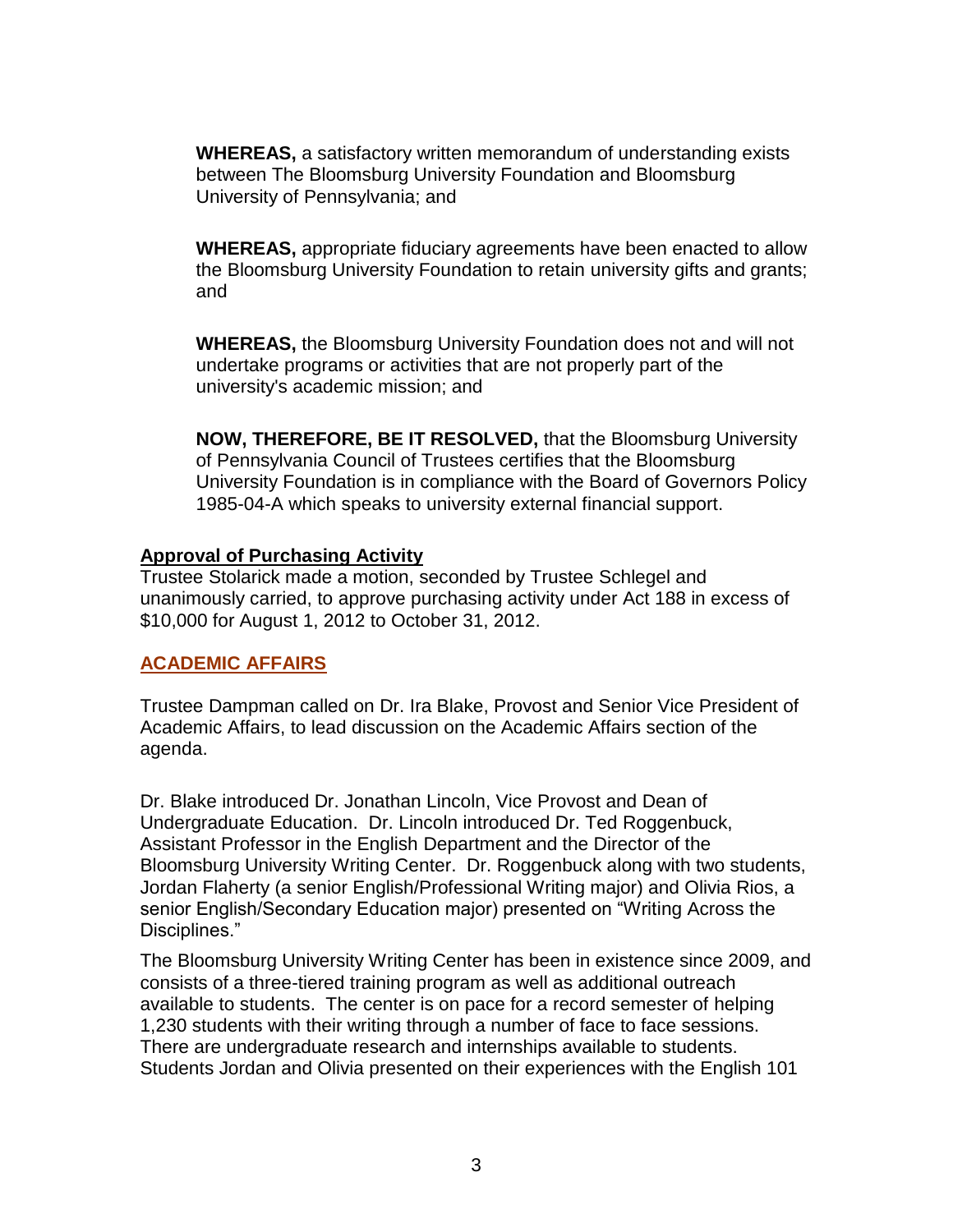**WHEREAS,** a satisfactory written memorandum of understanding exists between The Bloomsburg University Foundation and Bloomsburg University of Pennsylvania; and

**WHEREAS,** appropriate fiduciary agreements have been enacted to allow the Bloomsburg University Foundation to retain university gifts and grants; and

**WHEREAS,** the Bloomsburg University Foundation does not and will not undertake programs or activities that are not properly part of the university's academic mission; and

**NOW, THEREFORE, BE IT RESOLVED,** that the Bloomsburg University of Pennsylvania Council of Trustees certifies that the Bloomsburg University Foundation is in compliance with the Board of Governors Policy 1985-04-A which speaks to university external financial support.

**Approval of Purchasing Activity**

Trustee Stolarick made a motion, seconded by Trustee Schlegel and unanimously carried, to approve purchasing activity under Act 188 in excess of $10,000 for August 1, 2012 to October 31, 2012.

## ACADEMIC AFFAIRS

Trustee Dampman called on Dr. Ira Blake, Provost and Senior Vice President of Academic Affairs, to lead discussion on the Academic Affairs section of the agenda.

Dr. Blake introduced Dr. Jonathan Lincoln, Vice Provost and Dean of Undergraduate Education. Dr. Lincoln introduced Dr. Ted Roggenbuck, Assistant Professor in the English Department and the Director of the Bloomsburg University Writing Center. Dr. Roggenbuck along with two students, Jordan Flaherty (a senior English/Professional Writing major) and Olivia Rios, a senior English/Secondary Education major) presented on "Writing Across the Disciplines."

The Bloomsburg University Writing Center has been in existence since 2009, and consists of a three-tiered training program as well as additional outreach available to students. The center is on pace for a record semester of helping 1,230 students with their writing through a number of face to face sessions. There are undergraduate research and internships available to students. Students Jordan and Olivia presented on their experiences with the English 101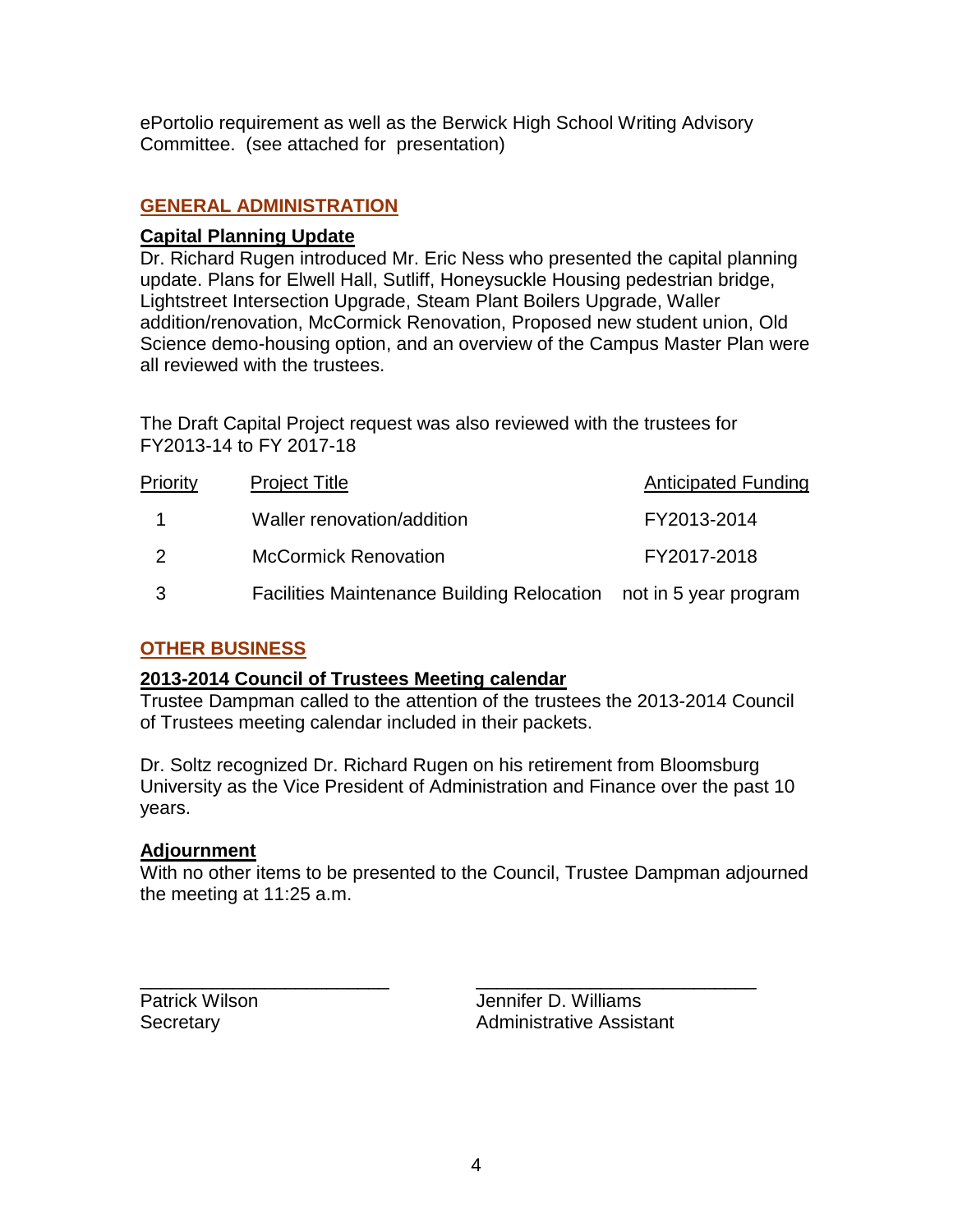ePortolio requirement as well as the Berwick High School Writing Advisory Committee. (see attached for presentation)

## GENERAL ADMINISTRATION

### Capital Planning Update

Dr. Richard Rugen introduced Mr. Eric Ness who presented the capital planning update. Plans for Elwell Hall, Sutliff, Honeysuckle Housing pedestrian bridge, Lightstreet Intersection Upgrade, Steam Plant Boilers Upgrade, Waller addition/renovation, McCormick Renovation, Proposed new student union, Old Science demo-housing option, and an overview of the Campus Master Plan were all reviewed with the trustees.

The Draft Capital Project request was also reviewed with the trustees for FY2013-14 to FY 2017-18

| Priority | Project Title | Anticipated Funding |
|---|---|---|
| 1 | Waller renovation/addition | FY2013-2014 |
| 2 | McCormick Renovation | FY2017-2018 |
| 3 | Facilities Maintenance Building Relocation | not in 5 year program |

## OTHER BUSINESS

### 2013-2014 Council of Trustees Meeting calendar

Trustee Dampman called to the attention of the trustees the 2013-2014 Council of Trustees meeting calendar included in their packets.

Dr. Soltz recognized Dr. Richard Rugen on his retirement from Bloomsburg University as the Vice President of Administration and Finance over the past 10 years.

### Adjournment

With no other items to be presented to the Council, Trustee Dampman adjourned the meeting at 11:25 a.m.

\_\_\_\_\_\_\_\_\_\_\_\_\_\_\_\_\_\_\_\_\_\_\_\_\_\_  
Patrick Wilson  
Secretary

\_\_\_\_\_\_\_\_\_\_\_\_\_\_\_\_\_\_\_\_\_\_\_\_\_\_  
Jennifer D. Williams  
Administrative Assistant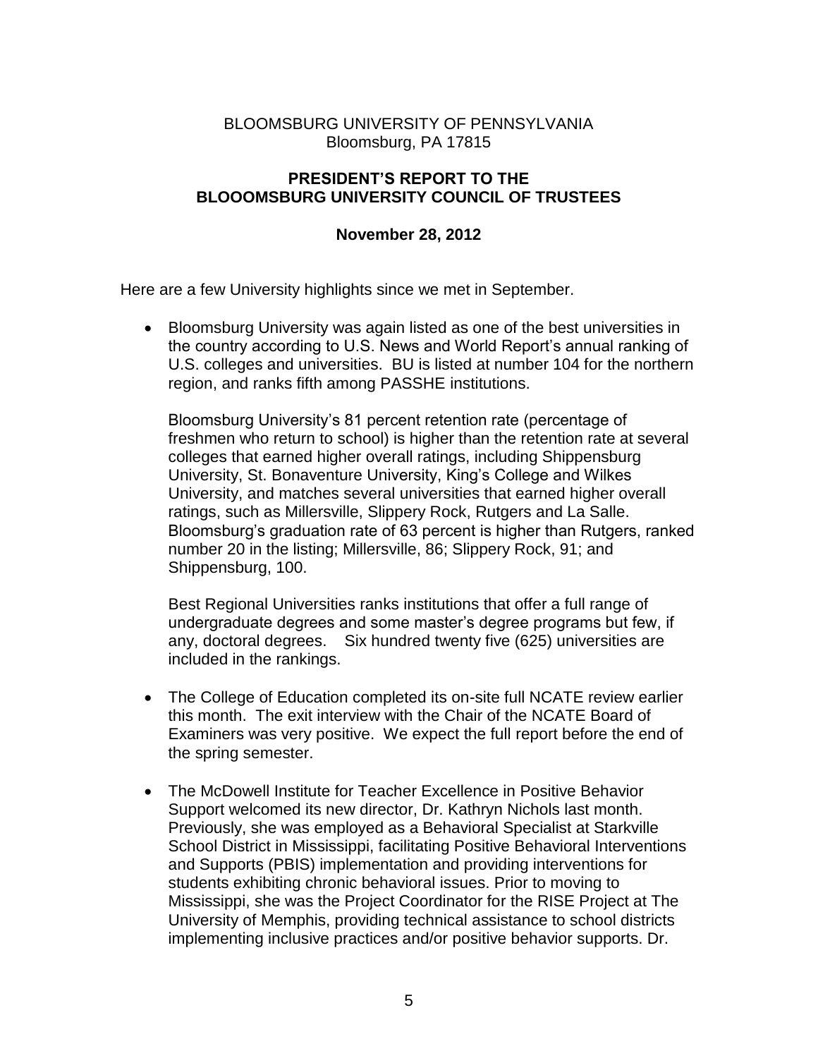BLOOMSBURG UNIVERSITY OF PENNSYLVANIA
Bloomsburg, PA 17815

**PRESIDENT'S REPORT TO THE BLOOOMSBURG UNIVERSITY COUNCIL OF TRUSTEES**

**November 28, 2012**

Here are a few University highlights since we met in September.

- Bloomsburg University was again listed as one of the best universities in the country according to U.S. News and World Report's annual ranking of U.S. colleges and universities. BU is listed at number 104 for the northern region, and ranks fifth among PASSHE institutions.

  Bloomsburg University's 81 percent retention rate (percentage of freshmen who return to school) is higher than the retention rate at several colleges that earned higher overall ratings, including Shippensburg University, St. Bonaventure University, King's College and Wilkes University, and matches several universities that earned higher overall ratings, such as Millersville, Slippery Rock, Rutgers and La Salle. Bloomsburg's graduation rate of 63 percent is higher than Rutgers, ranked number 20 in the listing; Millersville, 86; Slippery Rock, 91; and Shippensburg, 100.

  Best Regional Universities ranks institutions that offer a full range of undergraduate degrees and some master's degree programs but few, if any, doctoral degrees. Six hundred twenty five (625) universities are included in the rankings.

- The College of Education completed its on-site full NCATE review earlier this month. The exit interview with the Chair of the NCATE Board of Examiners was very positive. We expect the full report before the end of the spring semester.

- The McDowell Institute for Teacher Excellence in Positive Behavior Support welcomed its new director, Dr. Kathryn Nichols last month. Previously, she was employed as a Behavioral Specialist at Starkville School District in Mississippi, facilitating Positive Behavioral Interventions and Supports (PBIS) implementation and providing interventions for students exhibiting chronic behavioral issues. Prior to moving to Mississippi, she was the Project Coordinator for the RISE Project at The University of Memphis, providing technical assistance to school districts implementing inclusive practices and/or positive behavior supports. Dr.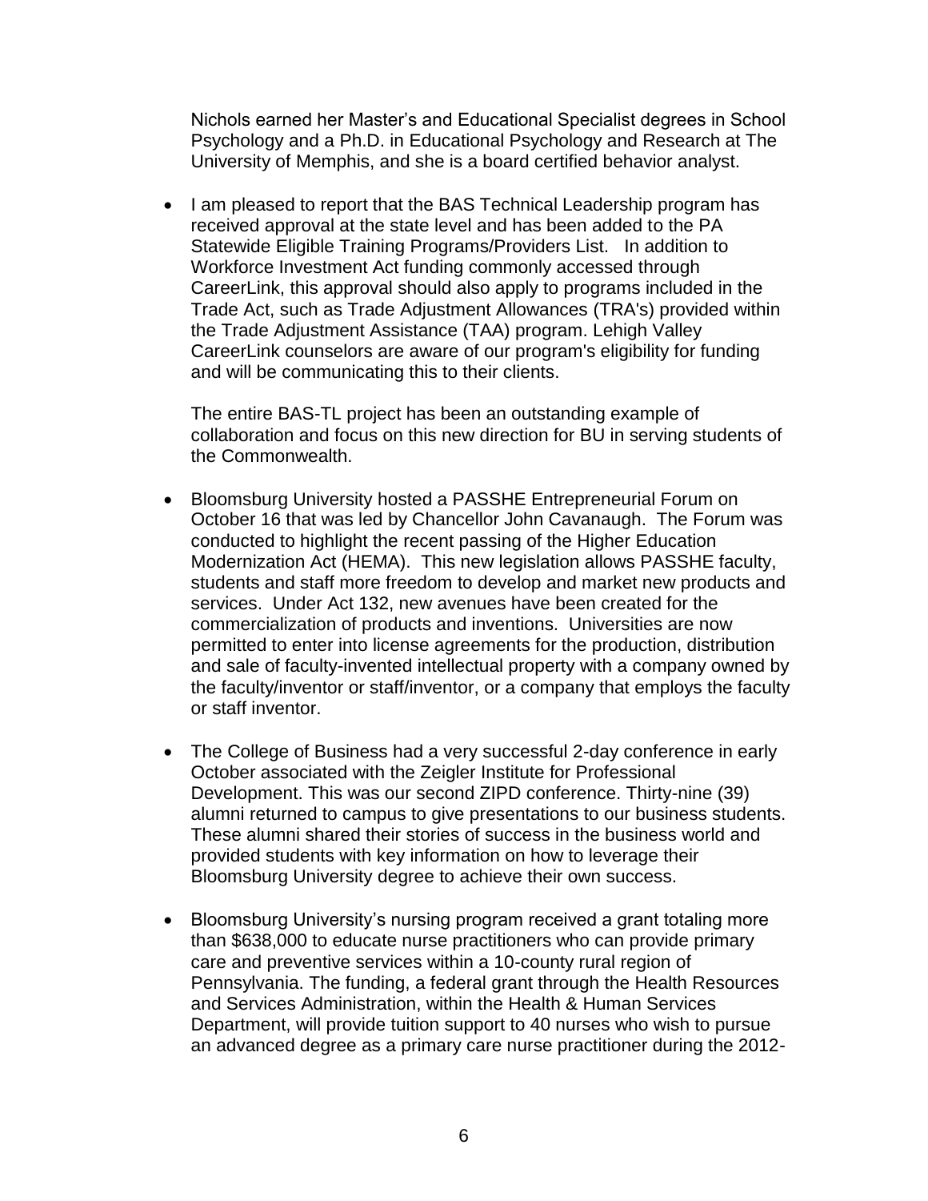Nichols earned her Master's and Educational Specialist degrees in School Psychology and a Ph.D. in Educational Psychology and Research at The University of Memphis, and she is a board certified behavior analyst.

- I am pleased to report that the BAS Technical Leadership program has received approval at the state level and has been added to the PA Statewide Eligible Training Programs/Providers List. In addition to Workforce Investment Act funding commonly accessed through CareerLink, this approval should also apply to programs included in the Trade Act, such as Trade Adjustment Allowances (TRA's) provided within the Trade Adjustment Assistance (TAA) program. Lehigh Valley CareerLink counselors are aware of our program's eligibility for funding and will be communicating this to their clients.

  The entire BAS-TL project has been an outstanding example of collaboration and focus on this new direction for BU in serving students of the Commonwealth.

- Bloomsburg University hosted a PASSHE Entrepreneurial Forum on October 16 that was led by Chancellor John Cavanaugh. The Forum was conducted to highlight the recent passing of the Higher Education Modernization Act (HEMA). This new legislation allows PASSHE faculty, students and staff more freedom to develop and market new products and services. Under Act 132, new avenues have been created for the commercialization of products and inventions. Universities are now permitted to enter into license agreements for the production, distribution and sale of faculty-invented intellectual property with a company owned by the faculty/inventor or staff/inventor, or a company that employs the faculty or staff inventor.

- The College of Business had a very successful 2-day conference in early October associated with the Zeigler Institute for Professional Development. This was our second ZIPD conference. Thirty-nine (39) alumni returned to campus to give presentations to our business students. These alumni shared their stories of success in the business world and provided students with key information on how to leverage their Bloomsburg University degree to achieve their own success.

- Bloomsburg University's nursing program received a grant totaling more than $638,000 to educate nurse practitioners who can provide primary care and preventive services within a 10-county rural region of Pennsylvania. The funding, a federal grant through the Health Resources and Services Administration, within the Health & Human Services Department, will provide tuition support to 40 nurses who wish to pursue an advanced degree as a primary care nurse practitioner during the 2012-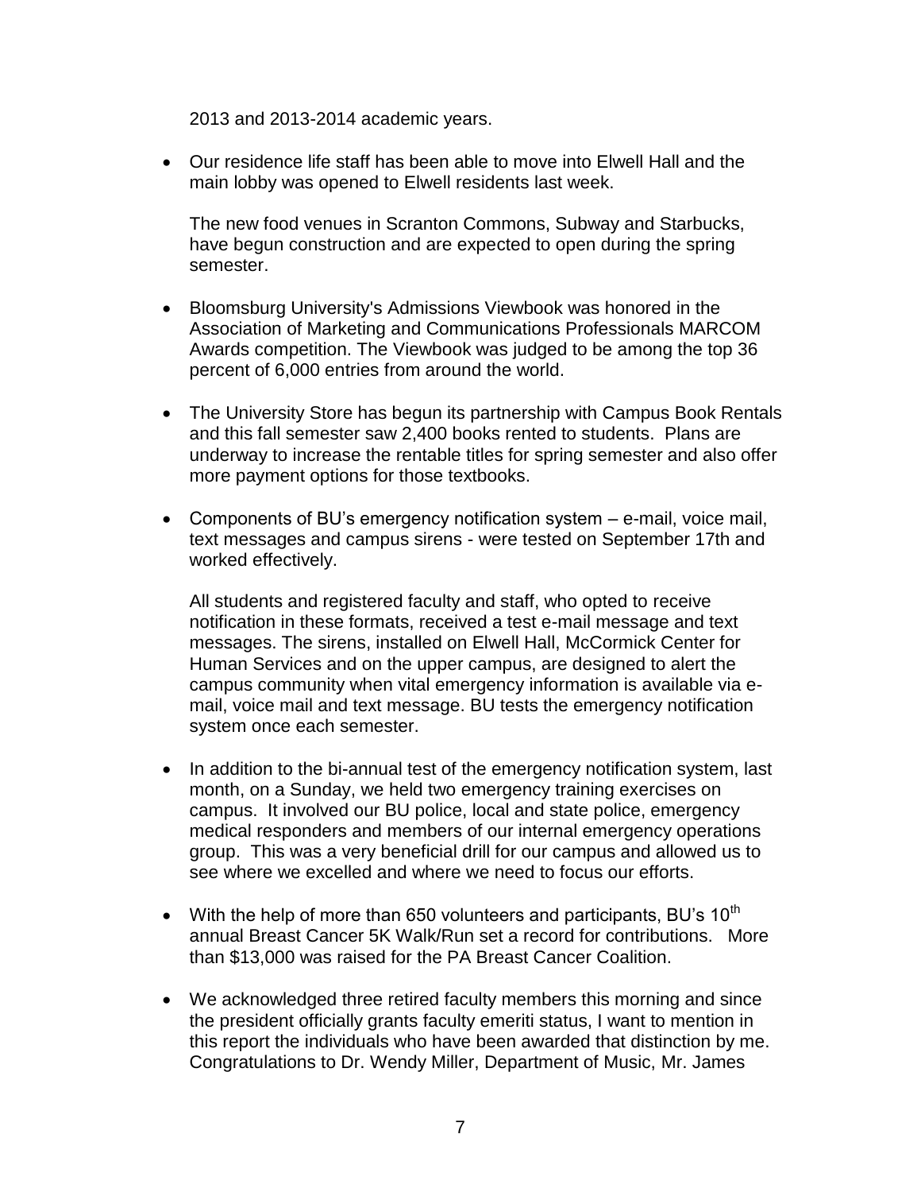2013 and 2013-2014 academic years.

- Our residence life staff has been able to move into Elwell Hall and the main lobby was opened to Elwell residents last week.

  The new food venues in Scranton Commons, Subway and Starbucks, have begun construction and are expected to open during the spring semester.

- Bloomsburg University's Admissions Viewbook was honored in the Association of Marketing and Communications Professionals MARCOM Awards competition. The Viewbook was judged to be among the top 36 percent of 6,000 entries from around the world.

- The University Store has begun its partnership with Campus Book Rentals and this fall semester saw 2,400 books rented to students. Plans are underway to increase the rentable titles for spring semester and also offer more payment options for those textbooks.

- Components of BU's emergency notification system – e-mail, voice mail, text messages and campus sirens - were tested on September 17th and worked effectively.

  All students and registered faculty and staff, who opted to receive notification in these formats, received a test e-mail message and text messages. The sirens, installed on Elwell Hall, McCormick Center for Human Services and on the upper campus, are designed to alert the campus community when vital emergency information is available via e-mail, voice mail and text message. BU tests the emergency notification system once each semester.

- In addition to the bi-annual test of the emergency notification system, last month, on a Sunday, we held two emergency training exercises on campus. It involved our BU police, local and state police, emergency medical responders and members of our internal emergency operations group. This was a very beneficial drill for our campus and allowed us to see where we excelled and where we need to focus our efforts.

- With the help of more than 650 volunteers and participants, BU's 10th annual Breast Cancer 5K Walk/Run set a record for contributions. More than $13,000 was raised for the PA Breast Cancer Coalition.

- We acknowledged three retired faculty members this morning and since the president officially grants faculty emeriti status, I want to mention in this report the individuals who have been awarded that distinction by me. Congratulations to Dr. Wendy Miller, Department of Music, Mr. James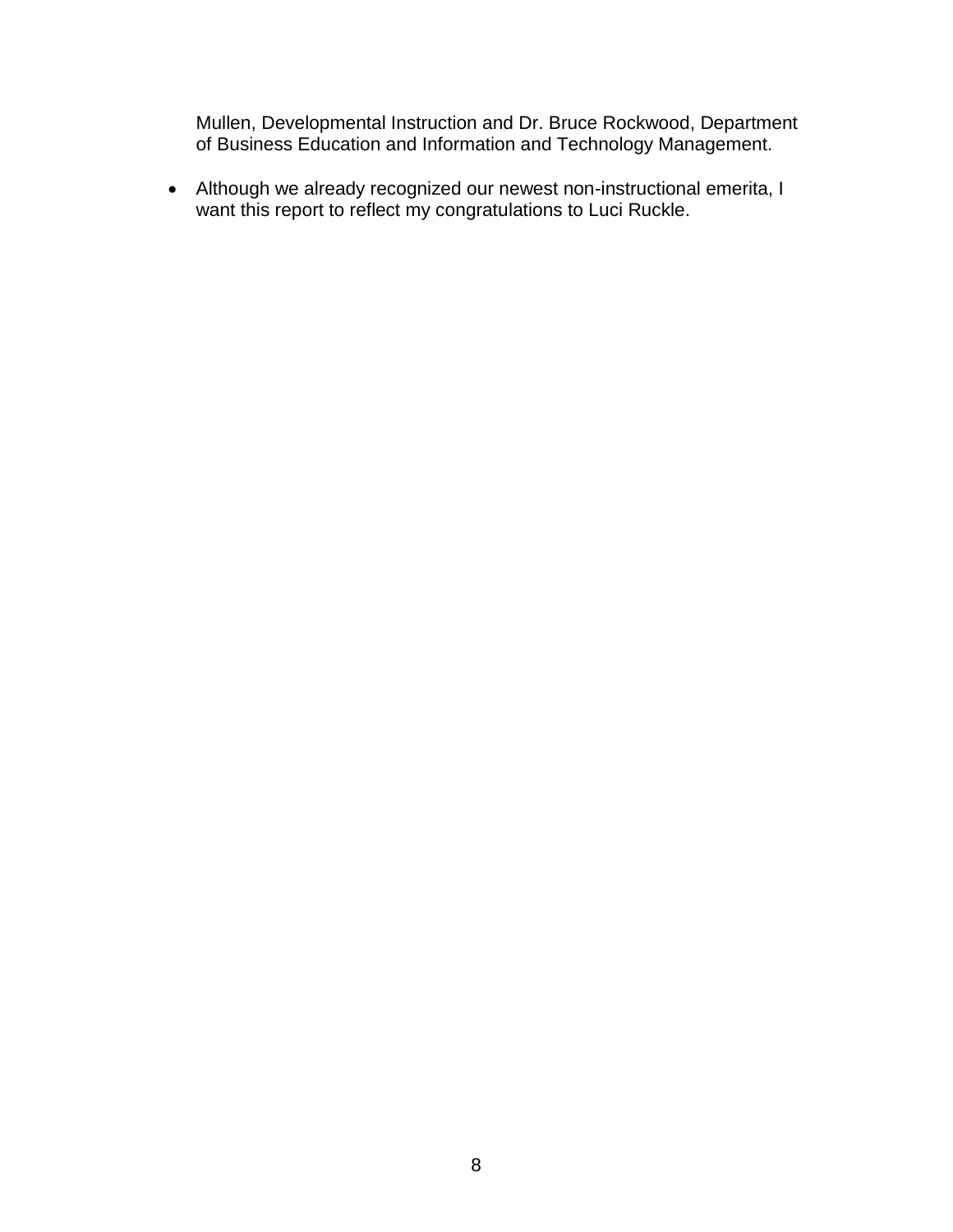Mullen, Developmental Instruction and Dr. Bruce Rockwood, Department of Business Education and Information and Technology Management.

- Although we already recognized our newest non-instructional emerita, I want this report to reflect my congratulations to Luci Ruckle.